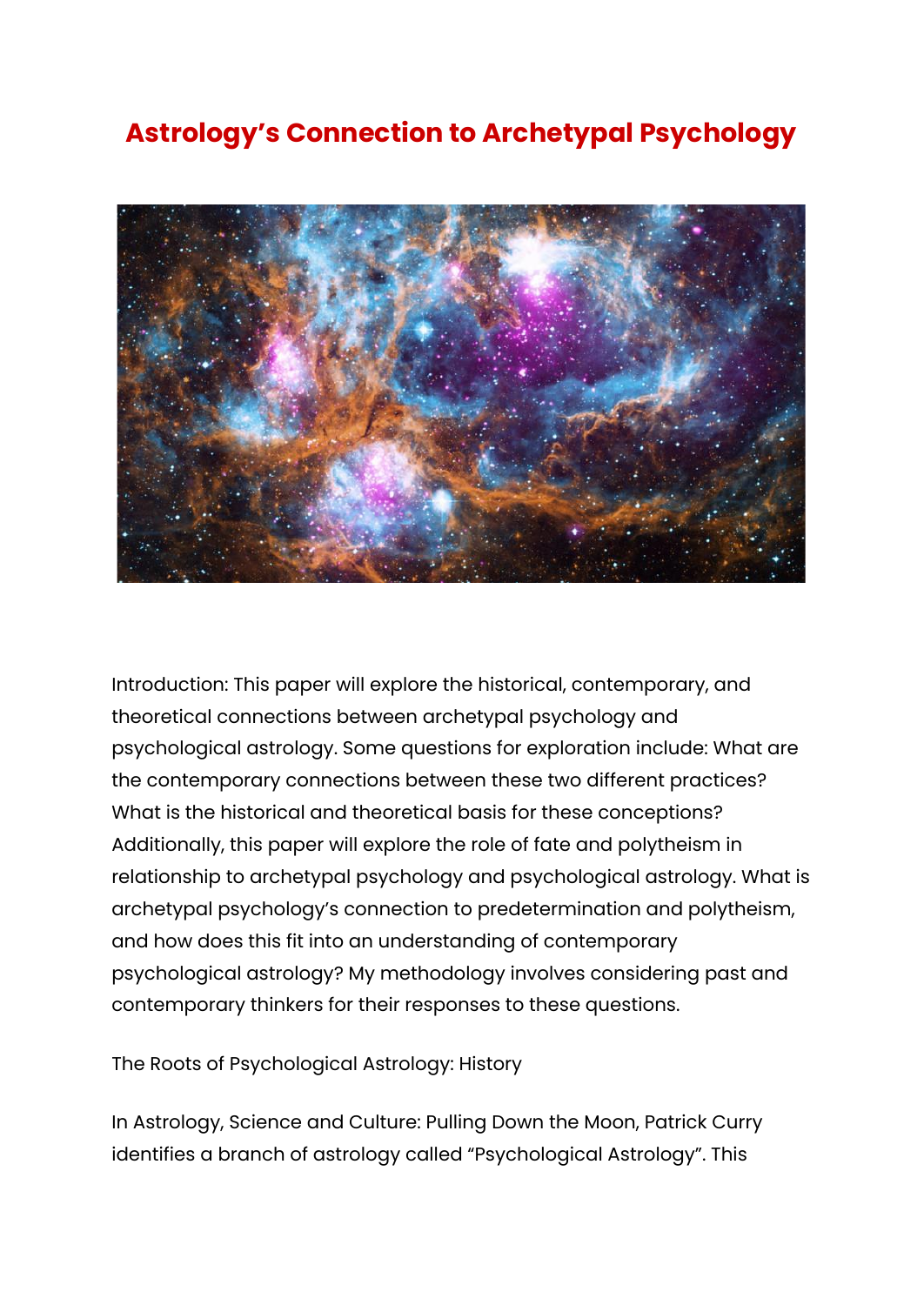# Astrology's Connection to Archetypal Psychology

Introduction: This paper will explore the historical, contemporary, and theoretical connections between archetypal psychology and psychological astrology. Some questions for exploration include: What are the contemporary connections between these two different practices? What is the historical and theoretical basis for these conceptions? Additionally, this paper will explore the role of fate and polytheism in relationship to archetypal psychology and psychological astrology. What is archetypal psychology's connection to predetermination and polytheism, and how does this fit into an understanding of contemporary psychological astrology? My methodology involves considering past and contemporary thinkers for their responses to these questions.

The Roots of Psychological Astrology: History

In Astrology, Science and Culture: Pulling Down the Moon, Patrick Curry identifies a branch of astrology called "Psychological Astrology". This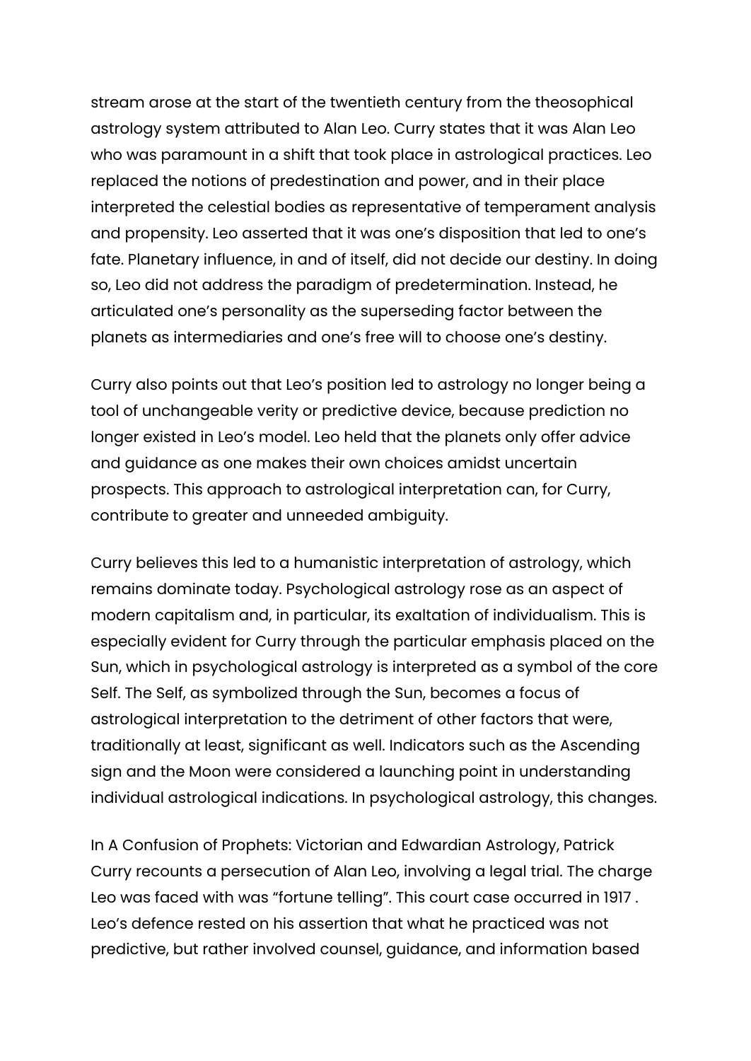stream arose at the start of the twentieth century from the theosophical astrology system attributed to Alan Leo. Curry states that it was Alan Leo who was paramount in a shift that took place in astrological practices. Leo replaced the notions of predestination and power, and in their place interpreted the celestial bodies as representative of temperament analysis and propensity. Leo asserted that it was one's disposition that led to one's fate. Planetary influence, in and of itself, did not decide our destiny. In doing so, Leo did not address the paradigm of predetermination. Instead, he articulated one's personality as the superseding factor between the planets as intermediaries and one's free will to choose one's destiny.

Curry also points out that Leo's position led to astrology no longer being a tool of unchangeable verity or predictive device, because prediction no longer existed in Leo's model. Leo held that the planets only offer advice and guidance as one makes their own choices amidst uncertain prospects. This approach to astrological interpretation can, for Curry, contribute to greater and unneeded ambiguity.

Curry believes this led to a humanistic interpretation of astrology, which remains dominate today. Psychological astrology rose as an aspect of modern capitalism and, in particular, its exaltation of individualism. This is especially evident for Curry through the particular emphasis placed on the Sun, which in psychological astrology is interpreted as a symbol of the core Self. The Self, as symbolized through the Sun, becomes a focus of astrological interpretation to the detriment of other factors that were, traditionally at least, significant as well. Indicators such as the Ascending sign and the Moon were considered a launching point in understanding individual astrological indications. In psychological astrology, this changes.

In A Confusion of Prophets: Victorian and Edwardian Astrology, Patrick Curry recounts a persecution of Alan Leo, involving a legal trial. The charge Leo was faced with was "fortune telling". This court case occurred in 1917 . Leo's defence rested on his assertion that what he practiced was not predictive, but rather involved counsel, guidance, and information based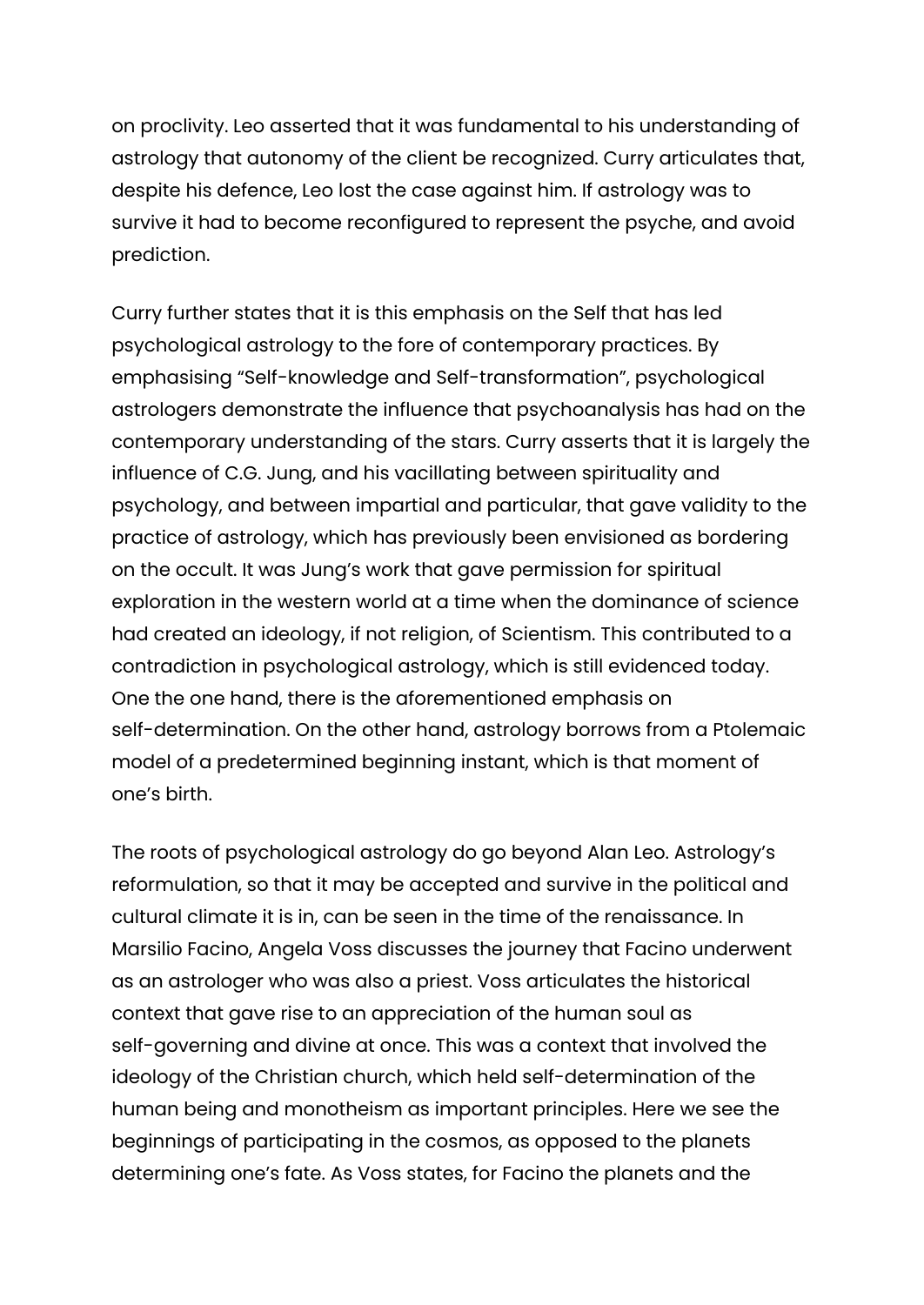on proclivity. Leo asserted that it was fundamental to his understanding of astrology that autonomy of the client be recognized. Curry articulates that, despite his defence, Leo lost the case against him. If astrology was to survive it had to become reconfigured to represent the psyche, and avoid prediction.

Curry further states that it is this emphasis on the Self that has led psychological astrology to the fore of contemporary practices. By emphasising "Self-knowledge and Self-transformation", psychological astrologers demonstrate the influence that psychoanalysis has had on the contemporary understanding of the stars. Curry asserts that it is largely the influence of C.G. Jung, and his vacillating between spirituality and psychology, and between impartial and particular, that gave validity to the practice of astrology, which has previously been envisioned as bordering on the occult. It was Jung's work that gave permission for spiritual exploration in the western world at a time when the dominance of science had created an ideology, if not religion, of Scientism. This contributed to a contradiction in psychological astrology, which is still evidenced today. One the one hand, there is the aforementioned emphasis on self-determination. On the other hand, astrology borrows from a Ptolemaic model of a predetermined beginning instant, which is that moment of one's birth.

The roots of psychological astrology do go beyond Alan Leo. Astrology's reformulation, so that it may be accepted and survive in the political and cultural climate it is in, can be seen in the time of the renaissance. In Marsilio Facino, Angela Voss discusses the journey that Facino underwent as an astrologer who was also a priest. Voss articulates the historical context that gave rise to an appreciation of the human soul as self-governing and divine at once. This was a context that involved the ideology of the Christian church, which held self-determination of the human being and monotheism as important principles. Here we see the beginnings of participating in the cosmos, as opposed to the planets determining one's fate. As Voss states, for Facino the planets and the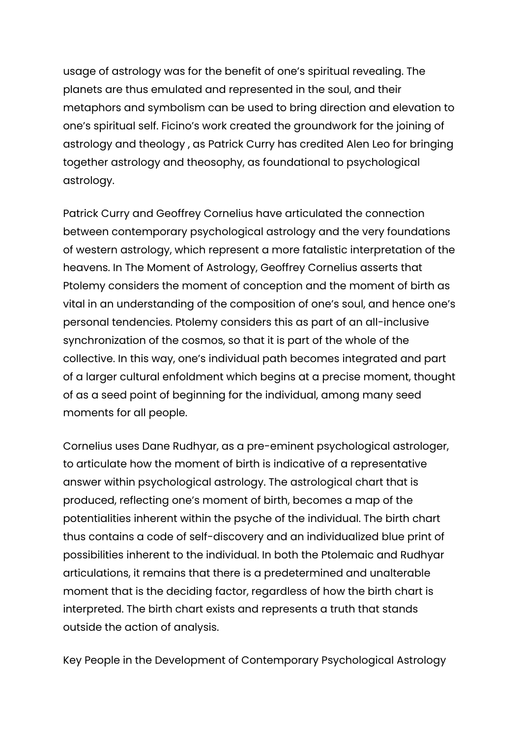usage of astrology was for the benefit of one's spiritual revealing. The planets are thus emulated and represented in the soul, and their metaphors and symbolism can be used to bring direction and elevation to one's spiritual self. Ficino's work created the groundwork for the joining of astrology and theology , as Patrick Curry has credited Alen Leo for bringing together astrology and theosophy, as foundational to psychological astrology.

Patrick Curry and Geoffrey Cornelius have articulated the connection between contemporary psychological astrology and the very foundations of western astrology, which represent a more fatalistic interpretation of the heavens. In The Moment of Astrology, Geoffrey Cornelius asserts that Ptolemy considers the moment of conception and the moment of birth as vital in an understanding of the composition of one's soul, and hence one's personal tendencies. Ptolemy considers this as part of an all-inclusive synchronization of the cosmos, so that it is part of the whole of the collective. In this way, one's individual path becomes integrated and part of a larger cultural enfoldment which begins at a precise moment, thought of as a seed point of beginning for the individual, among many seed moments for all people.

Cornelius uses Dane Rudhyar, as a pre-eminent psychological astrologer, to articulate how the moment of birth is indicative of a representative answer within psychological astrology. The astrological chart that is produced, reflecting one's moment of birth, becomes a map of the potentialities inherent within the psyche of the individual. The birth chart thus contains a code of self-discovery and an individualized blue print of possibilities inherent to the individual. In both the Ptolemaic and Rudhyar articulations, it remains that there is a predetermined and unalterable moment that is the deciding factor, regardless of how the birth chart is interpreted. The birth chart exists and represents a truth that stands outside the action of analysis.

## Key People in the Development of Contemporary Psychological Astrology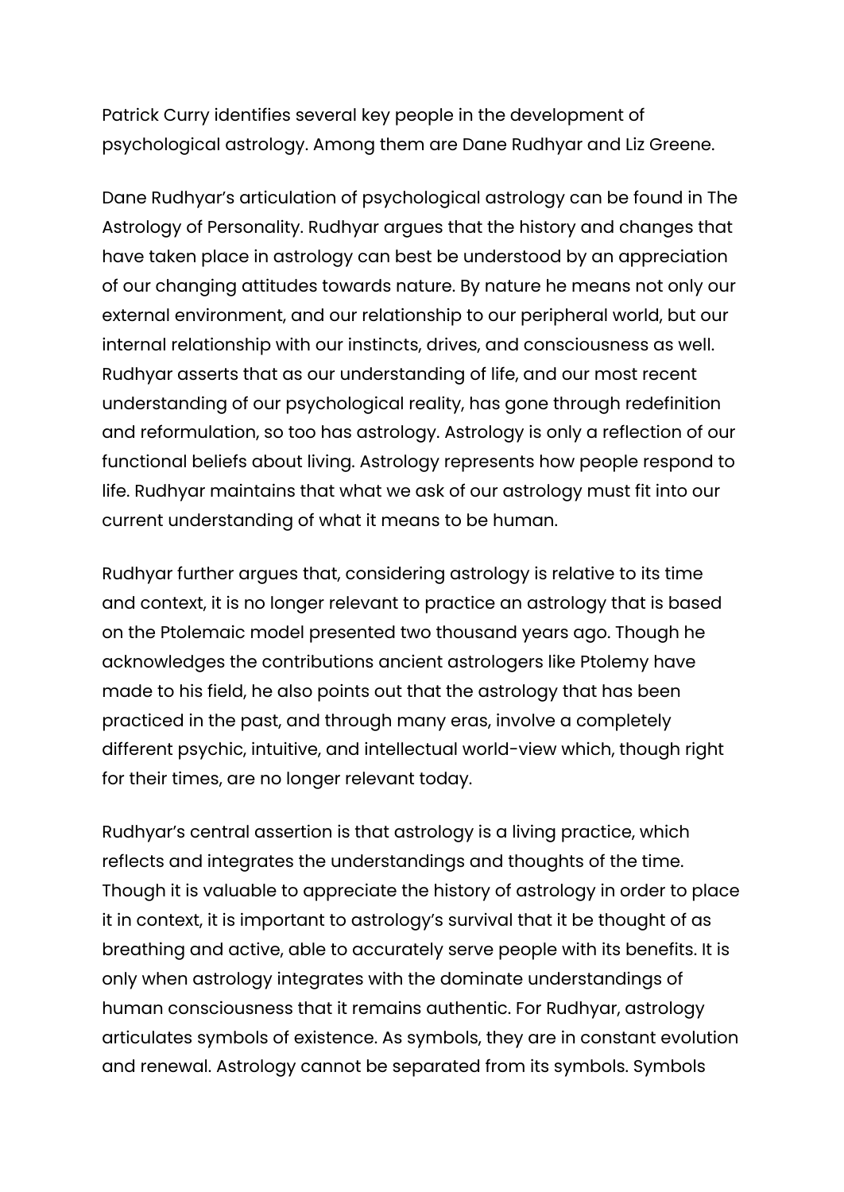Patrick Curry identifies several key people in the development of psychological astrology. Among them are Dane Rudhyar and Liz Greene.

Dane Rudhyar's articulation of psychological astrology can be found in The Astrology of Personality. Rudhyar argues that the history and changes that have taken place in astrology can best be understood by an appreciation of our changing attitudes towards nature. By nature he means not only our external environment, and our relationship to our peripheral world, but our internal relationship with our instincts, drives, and consciousness as well. Rudhyar asserts that as our understanding of life, and our most recent understanding of our psychological reality, has gone through redefinition and reformulation, so too has astrology. Astrology is only a reflection of our functional beliefs about living. Astrology represents how people respond to life. Rudhyar maintains that what we ask of our astrology must fit into our current understanding of what it means to be human.

Rudhyar further argues that, considering astrology is relative to its time and context, it is no longer relevant to practice an astrology that is based on the Ptolemaic model presented two thousand years ago. Though he acknowledges the contributions ancient astrologers like Ptolemy have made to his field, he also points out that the astrology that has been practiced in the past, and through many eras, involve a completely different psychic, intuitive, and intellectual world-view which, though right for their times, are no longer relevant today.

Rudhyar's central assertion is that astrology is a living practice, which reflects and integrates the understandings and thoughts of the time. Though it is valuable to appreciate the history of astrology in order to place it in context, it is important to astrology's survival that it be thought of as breathing and active, able to accurately serve people with its benefits. It is only when astrology integrates with the dominate understandings of human consciousness that it remains authentic. For Rudhyar, astrology articulates symbols of existence. As symbols, they are in constant evolution and renewal. Astrology cannot be separated from its symbols. Symbols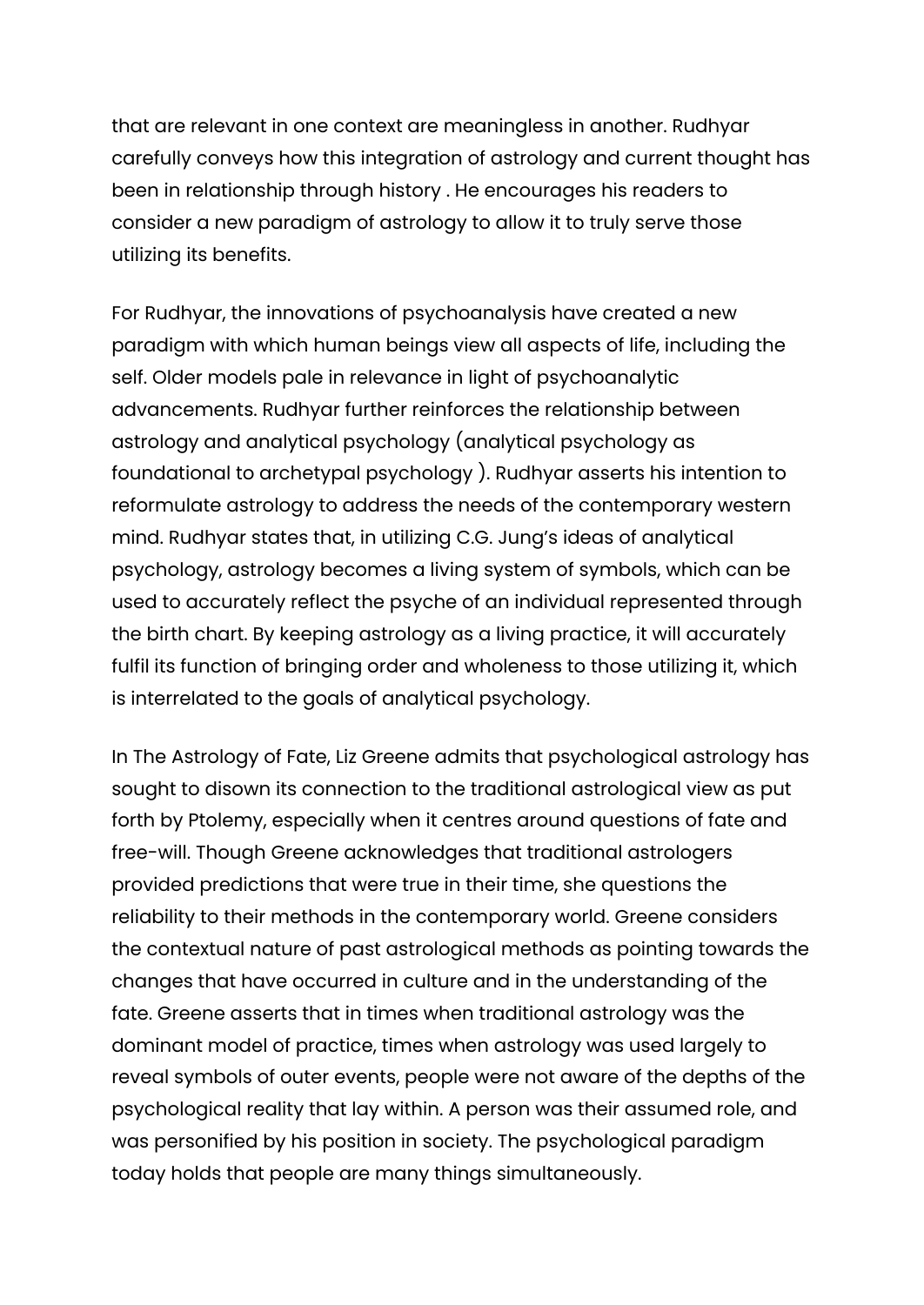that are relevant in one context are meaningless in another. Rudhyar carefully conveys how this integration of astrology and current thought has been in relationship through history . He encourages his readers to consider a new paradigm of astrology to allow it to truly serve those utilizing its benefits.

For Rudhyar, the innovations of psychoanalysis have created a new paradigm with which human beings view all aspects of life, including the self. Older models pale in relevance in light of psychoanalytic advancements. Rudhyar further reinforces the relationship between astrology and analytical psychology (analytical psychology as foundational to archetypal psychology ). Rudhyar asserts his intention to reformulate astrology to address the needs of the contemporary western mind. Rudhyar states that, in utilizing C.G. Jung's ideas of analytical psychology, astrology becomes a living system of symbols, which can be used to accurately reflect the psyche of an individual represented through the birth chart. By keeping astrology as a living practice, it will accurately fulfil its function of bringing order and wholeness to those utilizing it, which is interrelated to the goals of analytical psychology.

In The Astrology of Fate, Liz Greene admits that psychological astrology has sought to disown its connection to the traditional astrological view as put forth by Ptolemy, especially when it centres around questions of fate and free-will. Though Greene acknowledges that traditional astrologers provided predictions that were true in their time, she questions the reliability to their methods in the contemporary world. Greene considers the contextual nature of past astrological methods as pointing towards the changes that have occurred in culture and in the understanding of the fate. Greene asserts that in times when traditional astrology was the dominant model of practice, times when astrology was used largely to reveal symbols of outer events, people were not aware of the depths of the psychological reality that lay within. A person was their assumed role, and was personified by his position in society. The psychological paradigm today holds that people are many things simultaneously.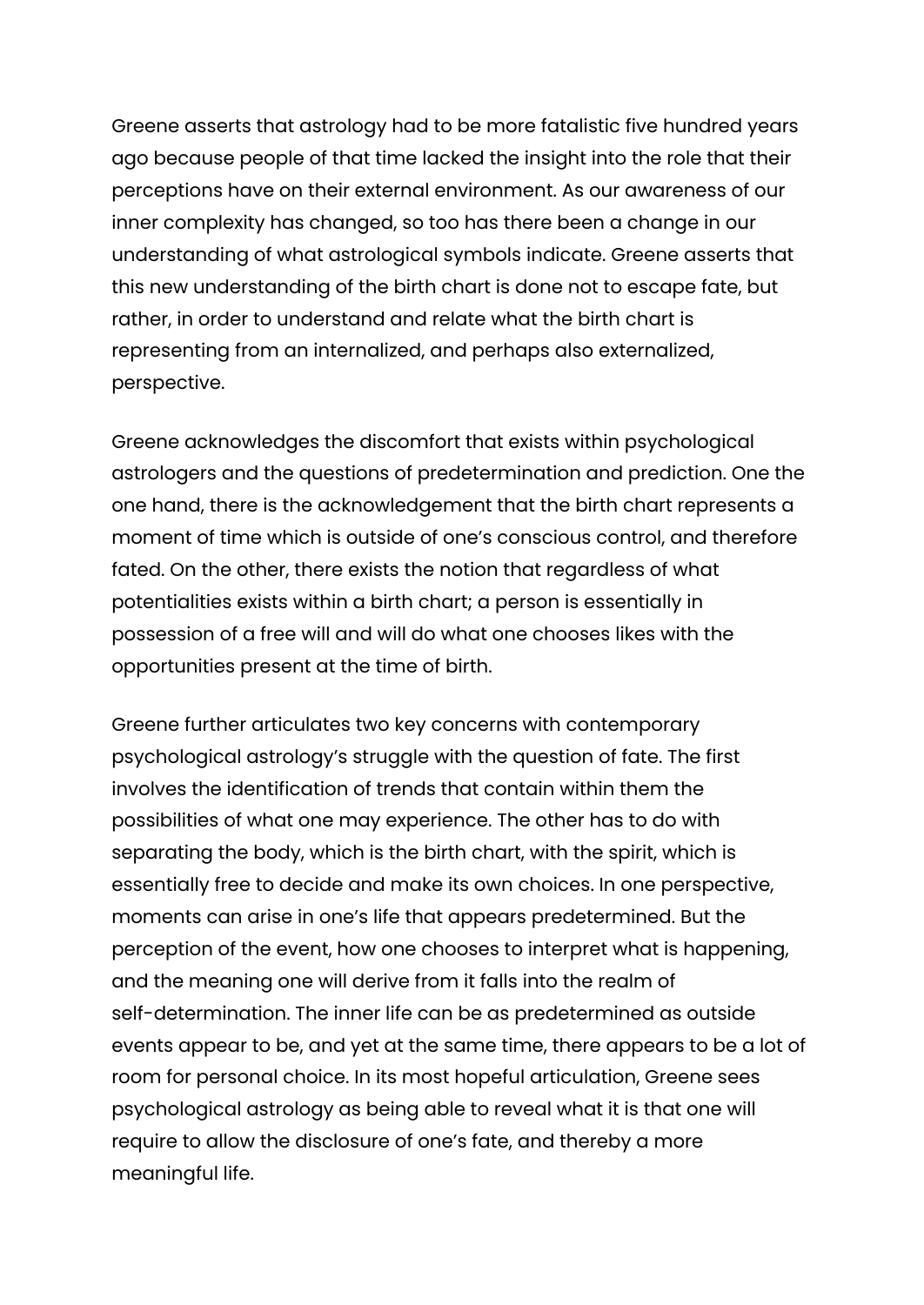Greene asserts that astrology had to be more fatalistic five hundred years ago because people of that time lacked the insight into the role that their perceptions have on their external environment. As our awareness of our inner complexity has changed, so too has there been a change in our understanding of what astrological symbols indicate. Greene asserts that this new understanding of the birth chart is done not to escape fate, but rather, in order to understand and relate what the birth chart is representing from an internalized, and perhaps also externalized, perspective.

Greene acknowledges the discomfort that exists within psychological astrologers and the questions of predetermination and prediction. One the one hand, there is the acknowledgement that the birth chart represents a moment of time which is outside of one's conscious control, and therefore fated. On the other, there exists the notion that regardless of what potentialities exists within a birth chart; a person is essentially in possession of a free will and will do what one chooses likes with the opportunities present at the time of birth.

Greene further articulates two key concerns with contemporary psychological astrology's struggle with the question of fate. The first involves the identification of trends that contain within them the possibilities of what one may experience. The other has to do with separating the body, which is the birth chart, with the spirit, which is essentially free to decide and make its own choices. In one perspective, moments can arise in one's life that appears predetermined. But the perception of the event, how one chooses to interpret what is happening, and the meaning one will derive from it falls into the realm of self-determination. The inner life can be as predetermined as outside events appear to be, and yet at the same time, there appears to be a lot of room for personal choice. In its most hopeful articulation, Greene sees psychological astrology as being able to reveal what it is that one will require to allow the disclosure of one's fate, and thereby a more meaningful life.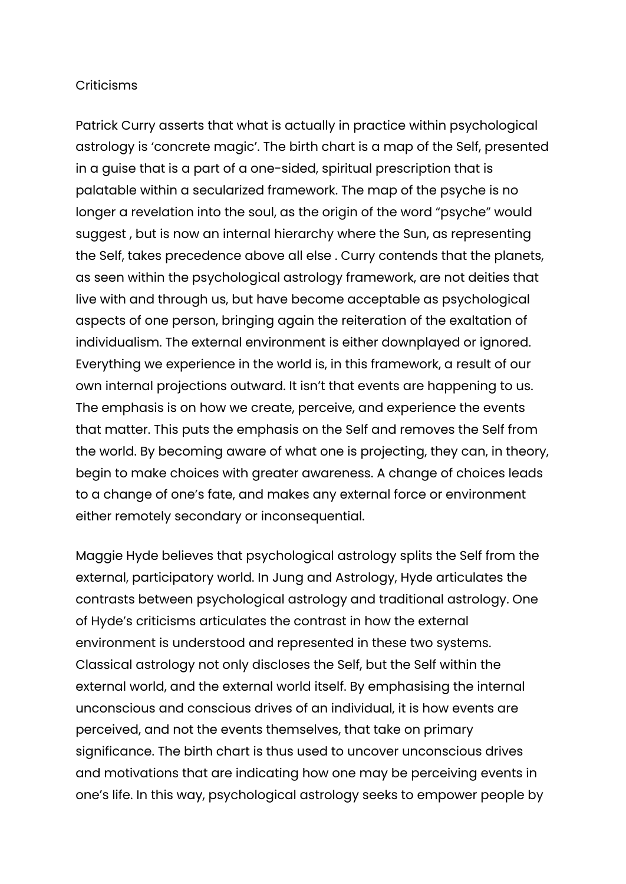## Criticisms

Patrick Curry asserts that what is actually in practice within psychological astrology is 'concrete magic'. The birth chart is a map of the Self, presented in a guise that is a part of a one-sided, spiritual prescription that is palatable within a secularized framework. The map of the psyche is no longer a revelation into the soul, as the origin of the word "psyche" would suggest , but is now an internal hierarchy where the Sun, as representing the Self, takes precedence above all else . Curry contends that the planets, as seen within the psychological astrology framework, are not deities that live with and through us, but have become acceptable as psychological aspects of one person, bringing again the reiteration of the exaltation of individualism. The external environment is either downplayed or ignored. Everything we experience in the world is, in this framework, a result of our own internal projections outward. It isn't that events are happening to us. The emphasis is on how we create, perceive, and experience the events that matter. This puts the emphasis on the Self and removes the Self from the world. By becoming aware of what one is projecting, they can, in theory, begin to make choices with greater awareness. A change of choices leads to a change of one's fate, and makes any external force or environment either remotely secondary or inconsequential.

Maggie Hyde believes that psychological astrology splits the Self from the external, participatory world. In Jung and Astrology, Hyde articulates the contrasts between psychological astrology and traditional astrology. One of Hyde's criticisms articulates the contrast in how the external environment is understood and represented in these two systems. Classical astrology not only discloses the Self, but the Self within the external world, and the external world itself. By emphasising the internal unconscious and conscious drives of an individual, it is how events are perceived, and not the events themselves, that take on primary significance. The birth chart is thus used to uncover unconscious drives and motivations that are indicating how one may be perceiving events in one's life. In this way, psychological astrology seeks to empower people by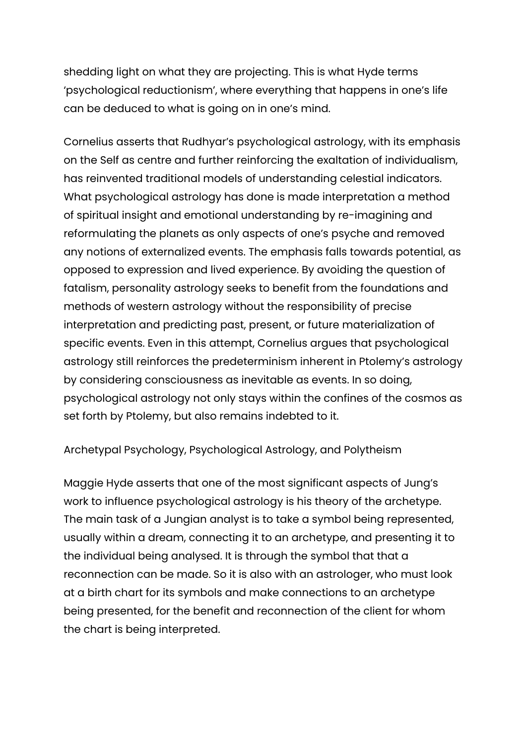shedding light on what they are projecting. This is what Hyde terms 'psychological reductionism', where everything that happens in one's life can be deduced to what is going on in one's mind.

Cornelius asserts that Rudhyar's psychological astrology, with its emphasis on the Self as centre and further reinforcing the exaltation of individualism, has reinvented traditional models of understanding celestial indicators. What psychological astrology has done is made interpretation a method of spiritual insight and emotional understanding by re-imagining and reformulating the planets as only aspects of one's psyche and removed any notions of externalized events. The emphasis falls towards potential, as opposed to expression and lived experience. By avoiding the question of fatalism, personality astrology seeks to benefit from the foundations and methods of western astrology without the responsibility of precise interpretation and predicting past, present, or future materialization of specific events. Even in this attempt, Cornelius argues that psychological astrology still reinforces the predeterminism inherent in Ptolemy's astrology by considering consciousness as inevitable as events. In so doing, psychological astrology not only stays within the confines of the cosmos as set forth by Ptolemy, but also remains indebted to it.

## Archetypal Psychology, Psychological Astrology, and Polytheism

Maggie Hyde asserts that one of the most significant aspects of Jung's work to influence psychological astrology is his theory of the archetype. The main task of a Jungian analyst is to take a symbol being represented, usually within a dream, connecting it to an archetype, and presenting it to the individual being analysed. It is through the symbol that that a reconnection can be made. So it is also with an astrologer, who must look at a birth chart for its symbols and make connections to an archetype being presented, for the benefit and reconnection of the client for whom the chart is being interpreted.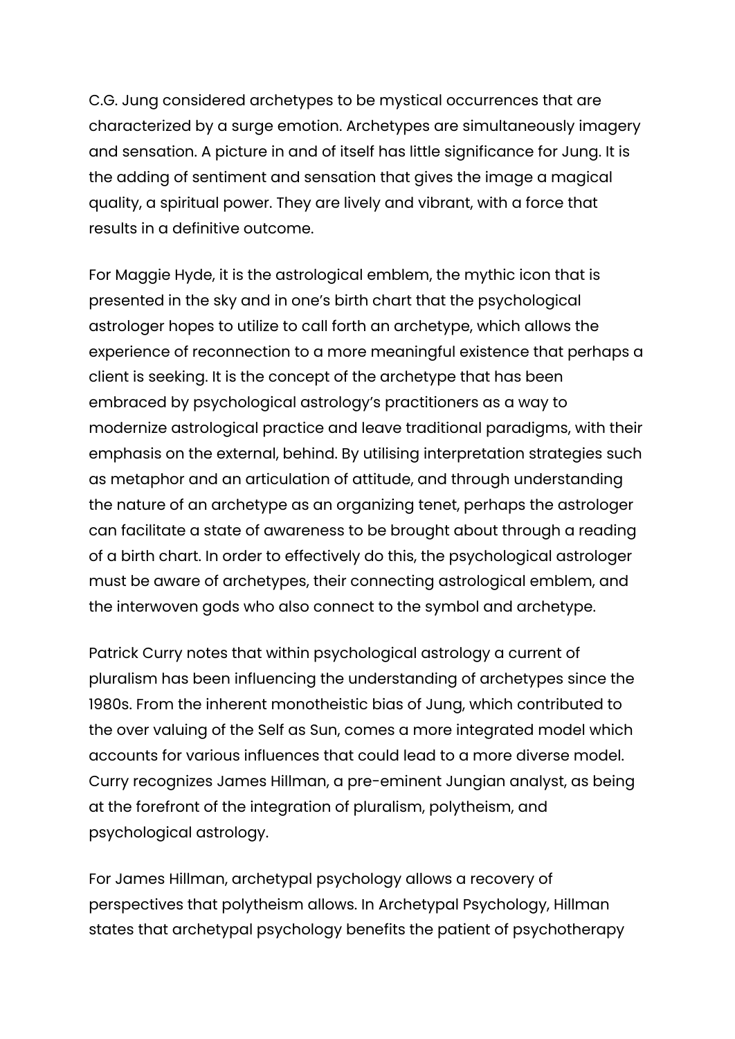C.G. Jung considered archetypes to be mystical occurrences that are characterized by a surge emotion. Archetypes are simultaneously imagery and sensation. A picture in and of itself has little significance for Jung. It is the adding of sentiment and sensation that gives the image a magical quality, a spiritual power. They are lively and vibrant, with a force that results in a definitive outcome.

For Maggie Hyde, it is the astrological emblem, the mythic icon that is presented in the sky and in one's birth chart that the psychological astrologer hopes to utilize to call forth an archetype, which allows the experience of reconnection to a more meaningful existence that perhaps a client is seeking. It is the concept of the archetype that has been embraced by psychological astrology's practitioners as a way to modernize astrological practice and leave traditional paradigms, with their emphasis on the external, behind. By utilising interpretation strategies such as metaphor and an articulation of attitude, and through understanding the nature of an archetype as an organizing tenet, perhaps the astrologer can facilitate a state of awareness to be brought about through a reading of a birth chart. In order to effectively do this, the psychological astrologer must be aware of archetypes, their connecting astrological emblem, and the interwoven gods who also connect to the symbol and archetype.

Patrick Curry notes that within psychological astrology a current of pluralism has been influencing the understanding of archetypes since the 1980s. From the inherent monotheistic bias of Jung, which contributed to the over valuing of the Self as Sun, comes a more integrated model which accounts for various influences that could lead to a more diverse model. Curry recognizes James Hillman, a pre-eminent Jungian analyst, as being at the forefront of the integration of pluralism, polytheism, and psychological astrology.

For James Hillman, archetypal psychology allows a recovery of perspectives that polytheism allows. In Archetypal Psychology, Hillman states that archetypal psychology benefits the patient of psychotherapy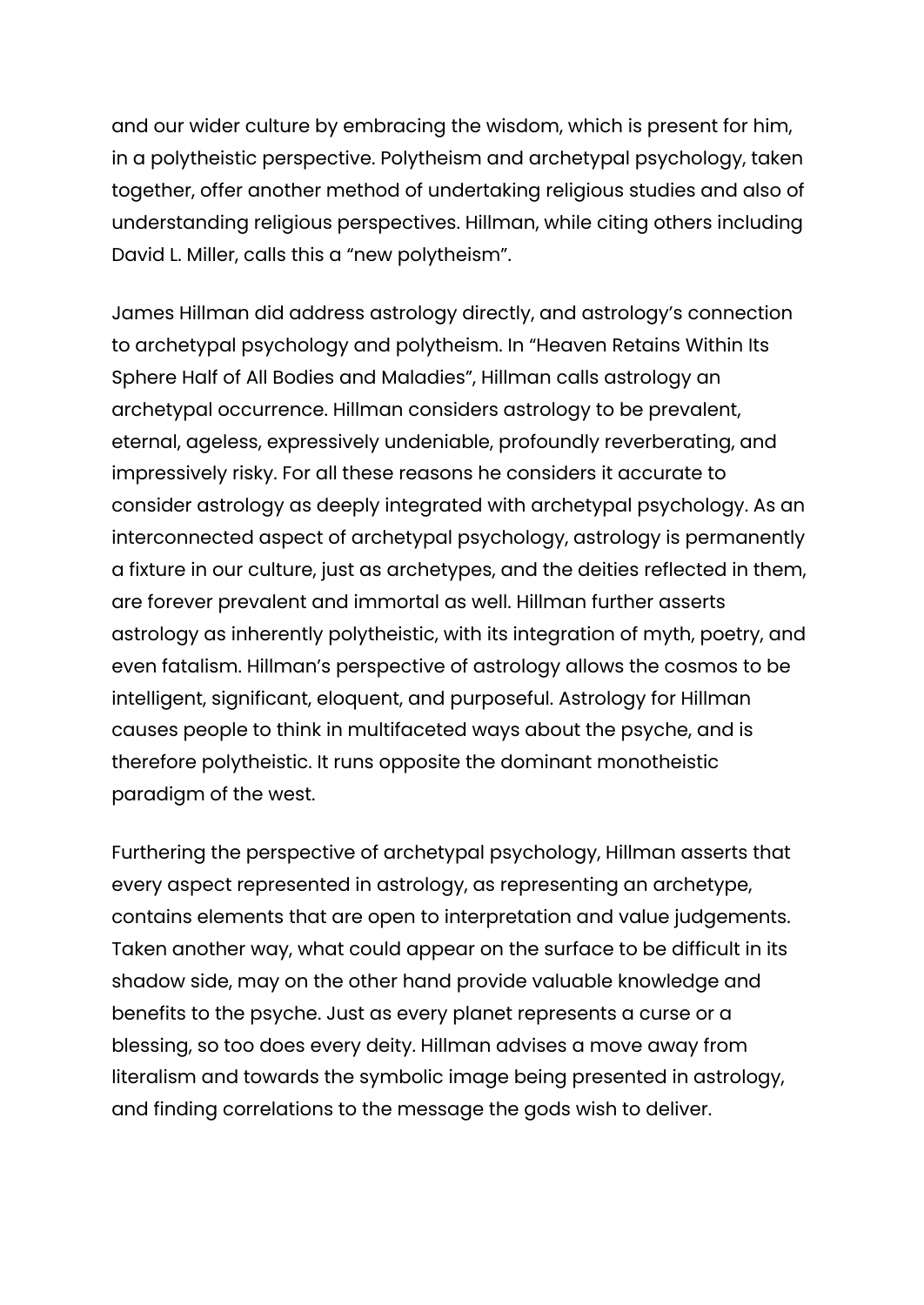and our wider culture by embracing the wisdom, which is present for him, in a polytheistic perspective. Polytheism and archetypal psychology, taken together, offer another method of undertaking religious studies and also of understanding religious perspectives. Hillman, while citing others including David L. Miller, calls this a "new polytheism".

James Hillman did address astrology directly, and astrology's connection to archetypal psychology and polytheism. In "Heaven Retains Within Its Sphere Half of All Bodies and Maladies", Hillman calls astrology an archetypal occurrence. Hillman considers astrology to be prevalent, eternal, ageless, expressively undeniable, profoundly reverberating, and impressively risky. For all these reasons he considers it accurate to consider astrology as deeply integrated with archetypal psychology. As an interconnected aspect of archetypal psychology, astrology is permanently a fixture in our culture, just as archetypes, and the deities reflected in them, are forever prevalent and immortal as well. Hillman further asserts astrology as inherently polytheistic, with its integration of myth, poetry, and even fatalism. Hillman's perspective of astrology allows the cosmos to be intelligent, significant, eloquent, and purposeful. Astrology for Hillman causes people to think in multifaceted ways about the psyche, and is therefore polytheistic. It runs opposite the dominant monotheistic paradigm of the west.

Furthering the perspective of archetypal psychology, Hillman asserts that every aspect represented in astrology, as representing an archetype, contains elements that are open to interpretation and value judgements. Taken another way, what could appear on the surface to be difficult in its shadow side, may on the other hand provide valuable knowledge and benefits to the psyche. Just as every planet represents a curse or a blessing, so too does every deity. Hillman advises a move away from literalism and towards the symbolic image being presented in astrology, and finding correlations to the message the gods wish to deliver.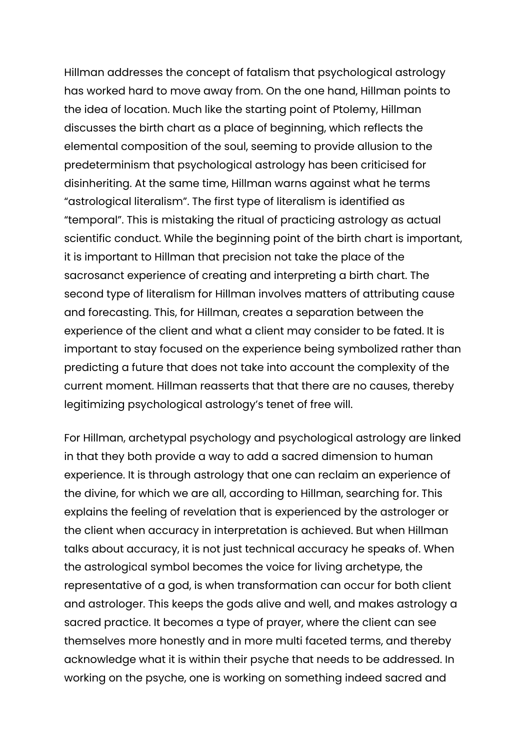Hillman addresses the concept of fatalism that psychological astrology has worked hard to move away from. On the one hand, Hillman points to the idea of location. Much like the starting point of Ptolemy, Hillman discusses the birth chart as a place of beginning, which reflects the elemental composition of the soul, seeming to provide allusion to the predeterminism that psychological astrology has been criticised for disinheriting. At the same time, Hillman warns against what he terms "astrological literalism". The first type of literalism is identified as "temporal". This is mistaking the ritual of practicing astrology as actual scientific conduct. While the beginning point of the birth chart is important, it is important to Hillman that precision not take the place of the sacrosanct experience of creating and interpreting a birth chart. The second type of literalism for Hillman involves matters of attributing cause and forecasting. This, for Hillman, creates a separation between the experience of the client and what a client may consider to be fated. It is important to stay focused on the experience being symbolized rather than predicting a future that does not take into account the complexity of the current moment. Hillman reasserts that that there are no causes, thereby legitimizing psychological astrology's tenet of free will.

For Hillman, archetypal psychology and psychological astrology are linked in that they both provide a way to add a sacred dimension to human experience. It is through astrology that one can reclaim an experience of the divine, for which we are all, according to Hillman, searching for. This explains the feeling of revelation that is experienced by the astrologer or the client when accuracy in interpretation is achieved. But when Hillman talks about accuracy, it is not just technical accuracy he speaks of. When the astrological symbol becomes the voice for living archetype, the representative of a god, is when transformation can occur for both client and astrologer. This keeps the gods alive and well, and makes astrology a sacred practice. It becomes a type of prayer, where the client can see themselves more honestly and in more multi faceted terms, and thereby acknowledge what it is within their psyche that needs to be addressed. In working on the psyche, one is working on something indeed sacred and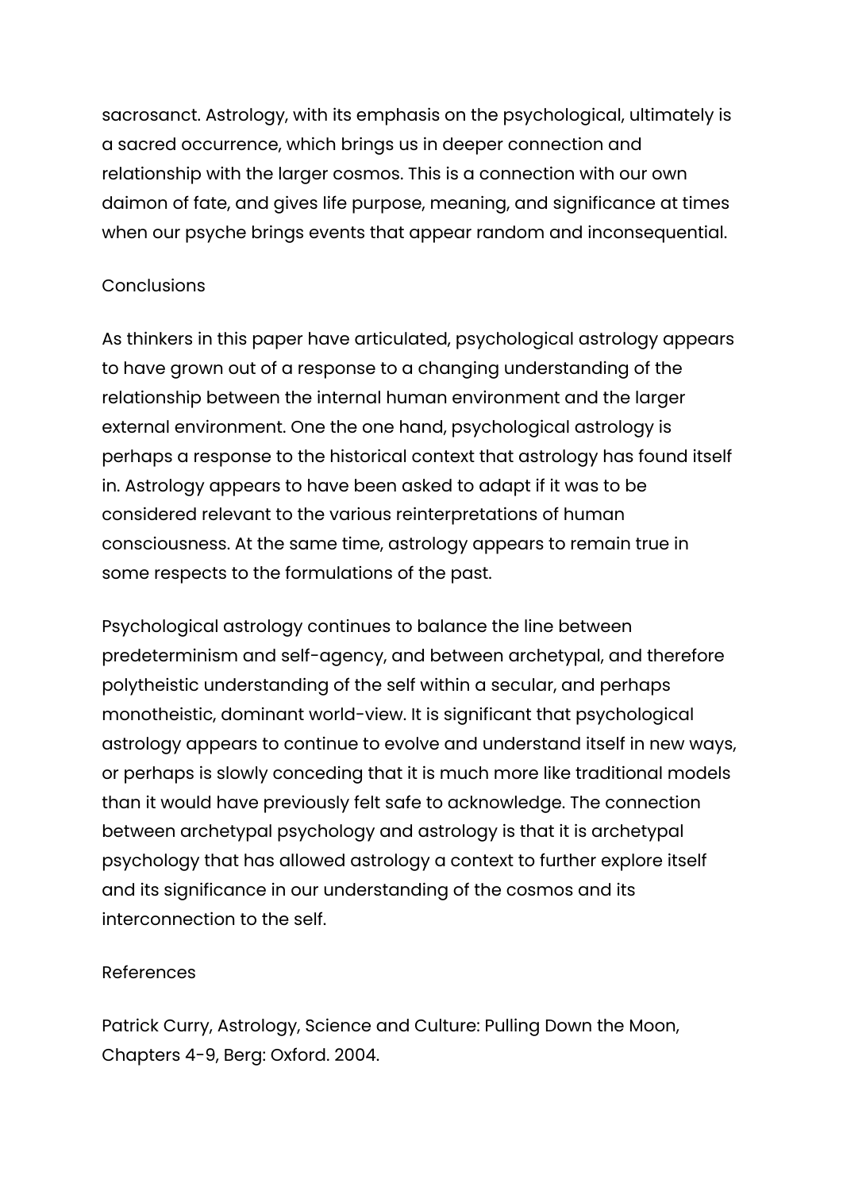sacrosanct. Astrology, with its emphasis on the psychological, ultimately is a sacred occurrence, which brings us in deeper connection and relationship with the larger cosmos. This is a connection with our own daimon of fate, and gives life purpose, meaning, and significance at times when our psyche brings events that appear random and inconsequential.

## Conclusions

As thinkers in this paper have articulated, psychological astrology appears to have grown out of a response to a changing understanding of the relationship between the internal human environment and the larger external environment. One the one hand, psychological astrology is perhaps a response to the historical context that astrology has found itself in. Astrology appears to have been asked to adapt if it was to be considered relevant to the various reinterpretations of human consciousness. At the same time, astrology appears to remain true in some respects to the formulations of the past.

Psychological astrology continues to balance the line between predeterminism and self-agency, and between archetypal, and therefore polytheistic understanding of the self within a secular, and perhaps monotheistic, dominant world-view. It is significant that psychological astrology appears to continue to evolve and understand itself in new ways, or perhaps is slowly conceding that it is much more like traditional models than it would have previously felt safe to acknowledge. The connection between archetypal psychology and astrology is that it is archetypal psychology that has allowed astrology a context to further explore itself and its significance in our understanding of the cosmos and its interconnection to the self.

## References

Patrick Curry, Astrology, Science and Culture: Pulling Down the Moon, Chapters 4-9, Berg: Oxford. 2004.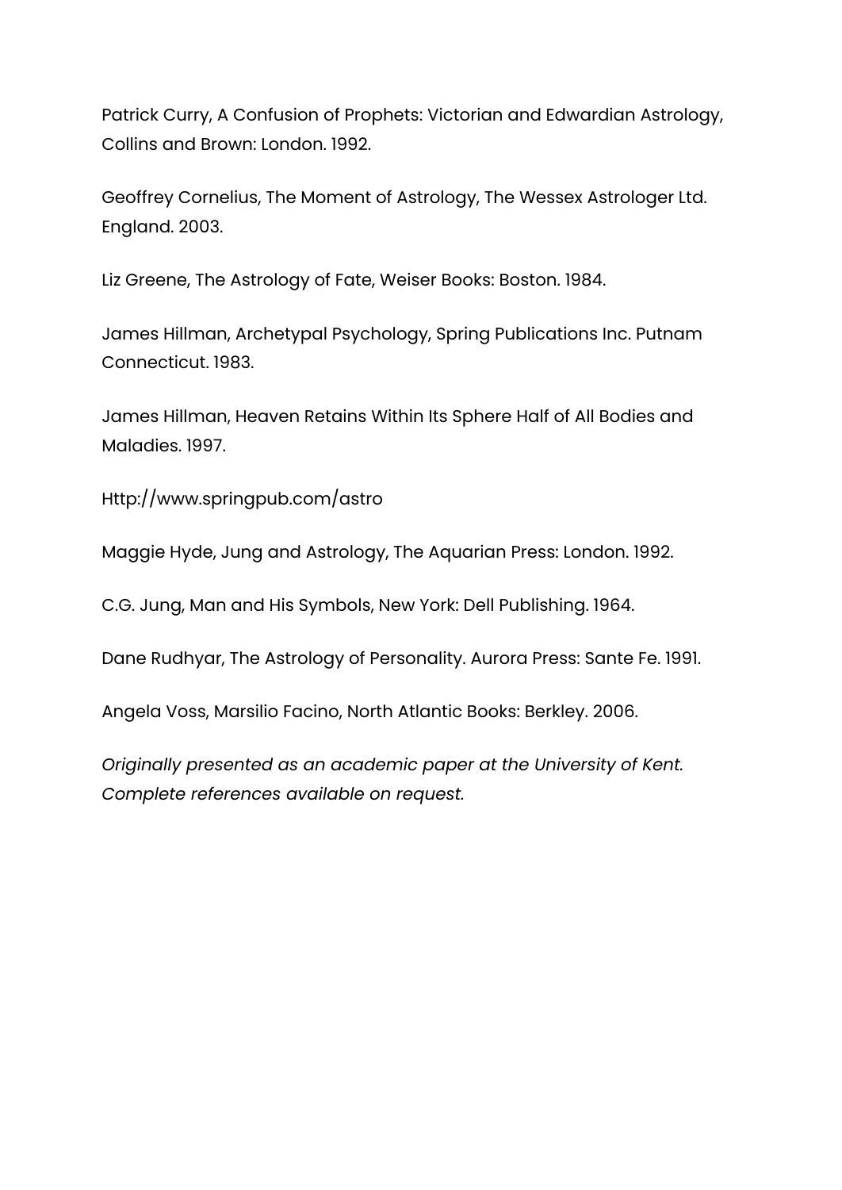Patrick Curry, A Confusion of Prophets: Victorian and Edwardian Astrology, Collins and Brown: London. 1992.

Geoffrey Cornelius, The Moment of Astrology, The Wessex Astrologer Ltd. England. 2003.

Liz Greene, The Astrology of Fate, Weiser Books: Boston. 1984.

James Hillman, Archetypal Psychology, Spring Publications Inc. Putnam Connecticut. 1983.

James Hillman, Heaven Retains Within Its Sphere Half of All Bodies and Maladies. 1997.

Http://www.springpub.com/astro

Maggie Hyde, Jung and Astrology, The Aquarian Press: London. 1992.

C.G. Jung, Man and His Symbols, New York: Dell Publishing. 1964.

Dane Rudhyar, The Astrology of Personality. Aurora Press: Sante Fe. 1991.

Angela Voss, Marsilio Facino, North Atlantic Books: Berkley. 2006.

*Originally presented as an academic paper at the University of Kent. Complete references available on request.*